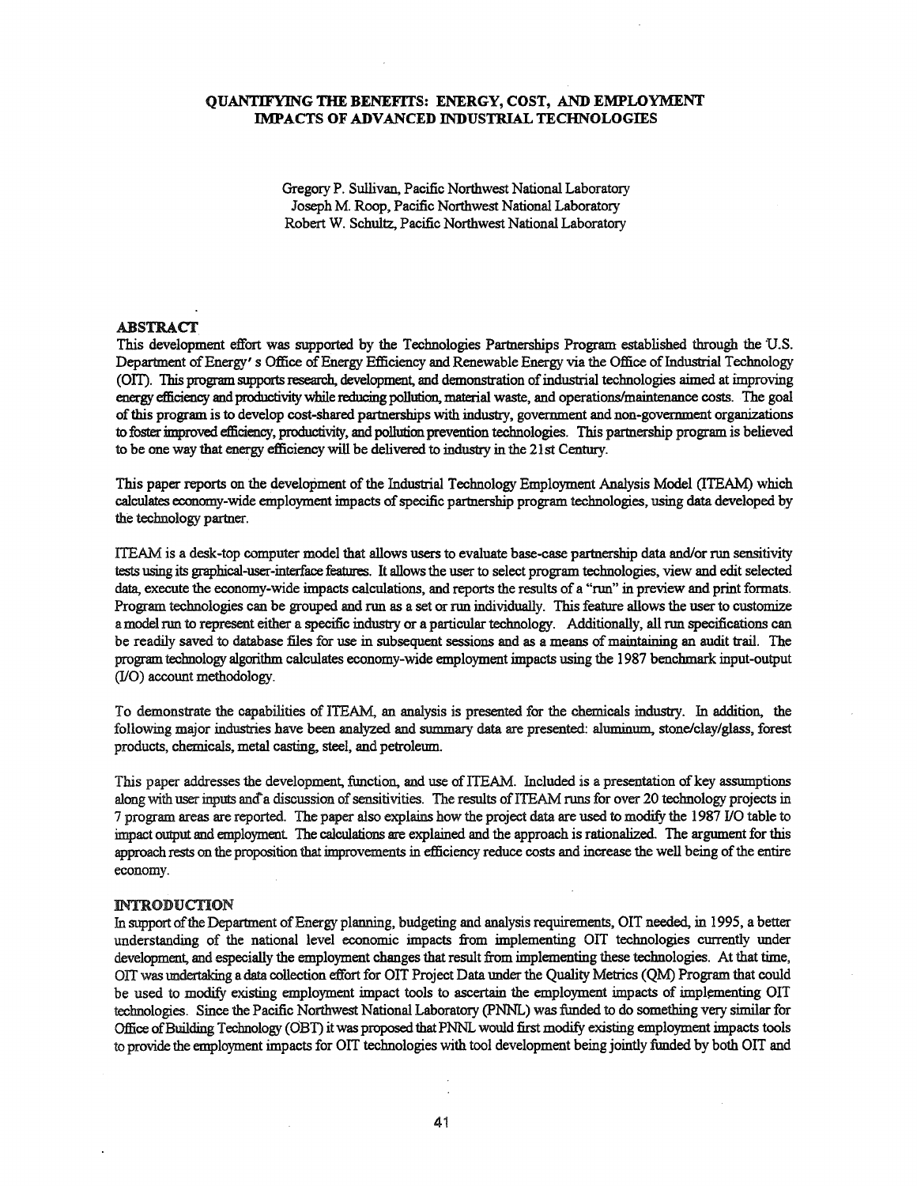# QUANTIFYING THE BENEFITS: ENERGY, COST, AND EMPLOYMENT IMPACTS OF ADVANCED INDUSTRIAL TECHNOLOGIES

Gregory P. Sullivan, Pacific Northwest National Laboratory
Joseph M. Roop, Pacific Northwest National Laboratory
Robert W. Schultz, Pacific Northwest National Laboratory

## ABSTRACT

This development effort was supported by the Technologies Partnerships Program established through the U.S. Department of Energy's Office of Energy Efficiency and Renewable Energy via the Office of Industrial Technology (OIT). This program supports research, development, and demonstration of industrial technologies aimed at improving energy efficiency and productivity while reducing pollution, material waste, and operations/maintenance costs. The goal of this program is to develop cost-shared partnerships with industry, government and non-government organizations to foster improved efficiency, productivity, and pollution prevention technologies. This partnership program is believed to be one way that energy efficiency will be delivered to industry in the 21st Century.

This paper reports on the development of the Industrial Technology Employment Analysis Model (ITEAM) which calculates economy-wide employment impacts of specific partnership program technologies, using data developed by the technology partner.

ITEAM is a desk-top computer model that allows users to evaluate base-case partnership data and/or run sensitivity tests using its graphical-user-interface features. It allows the user to select program technologies, view and edit selected data, execute the economy-wide impacts calculations, and reports the results of a "run" in preview and print formats. Program technologies can be grouped and run as a set or run individually. This feature allows the user to customize a model run to represent either a specific industry or a particular technology. Additionally, all run specifications can be readily saved to database files for use in subsequent sessions and as a means of maintaining an audit trail. The program technology algorithm calculates economy-wide employment impacts using the 1987 benchmark input-output (I/O) account methodology.

To demonstrate the capabilities of ITEAM, an analysis is presented for the chemicals industry. In addition, the following major industries have been analyzed and summary data are presented: aluminum, stone/clay/glass, forest products, chemicals, metal casting, steel, and petroleum.

This paper addresses the development, function, and use of ITEAM. Included is a presentation of key assumptions along with user inputs and a discussion of sensitivities. The results of ITEAM runs for over 20 technology projects in 7 program areas are reported. The paper also explains how the project data are used to modify the 1987 I/O table to impact output and employment. The calculations are explained and the approach is rationalized. The argument for this approach rests on the proposition that improvements in efficiency reduce costs and increase the well being of the entire economy.

## INTRODUCTION

In support of the Department of Energy planning, budgeting and analysis requirements, OIT needed, in 1995, a better understanding of the national level economic impacts from implementing OIT technologies currently under development, and especially the employment changes that result from implementing these technologies. At that time, OIT was undertaking a data collection effort for OIT Project Data under the Quality Metrics (QM) Program that could be used to modify existing employment impact tools to ascertain the employment impacts of implementing OIT technologies. Since the Pacific Northwest National Laboratory (PNNL) was funded to do something very similar for Office of Building Technology (OBT) it was proposed that PNNL would first modify existing employment impacts tools to provide the employment impacts for OIT technologies with tool development being jointly funded by both OIT and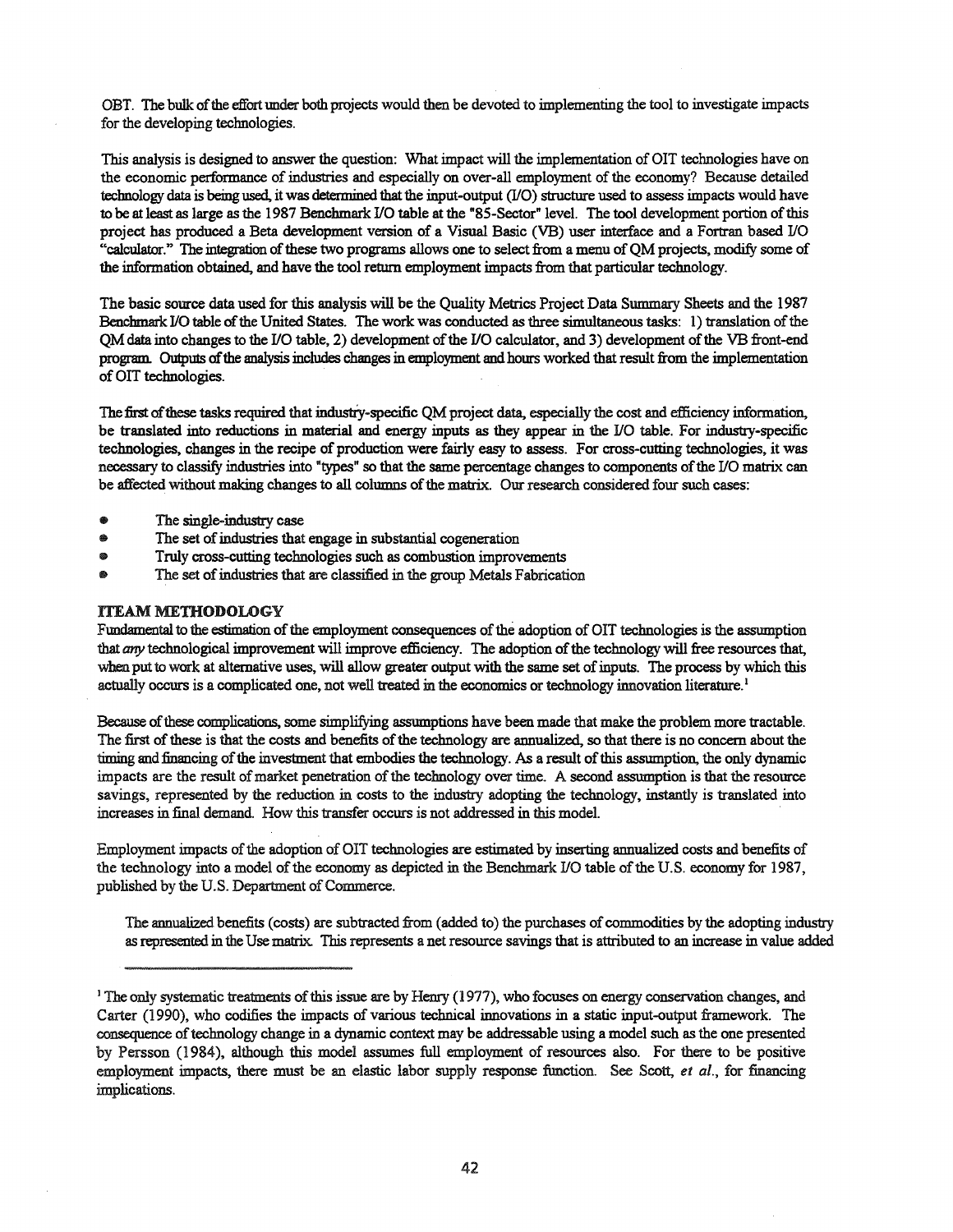OBT. The bulk of the effort under both projects would then be devoted to implementing the tool to investigate impacts for the developing technologies.

This analysis is designed to answer the question: What impact will the implementation of OIT technologies have on the economic performance of industries and especially on over-all employment of the economy? Because detailed technology data is being used, it was determined that the input-output (I/O) structure used to assess impacts would have to be at least as large as the 1987 Benchmark I/O table at the "85-Sector" level. The tool development portion of this project has produced a Beta development version of a Visual Basic (VB) user interface and a Fortran based I/O "calculator." The integration of these two programs allows one to select from a menu of QM projects, modify some of the information obtained, and have the tool return employment impacts from that particular technology.

The basic source data used for this analysis will be the Quality Metrics Project Data Summary Sheets and the 1987 Benchmark I/O table of the United States. The work was conducted as three simultaneous tasks: 1) translation of the QM data into changes to the I/O table, 2) development of the I/O calculator, and 3) development of the VB front-end program. Outputs of the analysis includes changes in employment and hours worked that result from the implementation of OIT technologies.

The first of these tasks required that industry-specific QM project data, especially the cost and efficiency information, be translated into reductions in material and energy inputs as they appear in the I/O table. For industry-specific technologies, changes in the recipe of production were fairly easy to assess. For cross-cutting technologies, it was necessary to classify industries into "types" so that the same percentage changes to components of the I/O matrix can be affected without making changes to all columns of the matrix. Our research considered four such cases:

- The single-industry case
- The set of industries that engage in substantial cogeneration
- Truly cross-cutting technologies such as combustion improvements
- The set of industries that are classified in the group Metals Fabrication

## ITEAM METHODOLOGY

Fundamental to the estimation of the employment consequences of the adoption of OIT technologies is the assumption that *any* technological improvement will improve efficiency. The adoption of the technology will free resources that, when put to work at alternative uses, will allow greater output with the same set of inputs. The process by which this actually occurs is a complicated one, not well treated in the economics or technology innovation literature.[1]

Because of these complications, some simplifying assumptions have been made that make the problem more tractable. The first of these is that the costs and benefits of the technology are annualized, so that there is no concern about the timing and financing of the investment that embodies the technology. As a result of this assumption, the only dynamic impacts are the result of market penetration of the technology over time. A second assumption is that the resource savings, represented by the reduction in costs to the industry adopting the technology, instantly is translated into increases in final demand. How this transfer occurs is not addressed in this model.

Employment impacts of the adoption of OIT technologies are estimated by inserting annualized costs and benefits of the technology into a model of the economy as depicted in the Benchmark I/O table of the U.S. economy for 1987, published by the U.S. Department of Commerce.

> The annualized benefits (costs) are subtracted from (added to) the purchases of commodities by the adopting industry as represented in the Use matrix. This represents a net resource savings that is attributed to an increase in value added

---

[1] The only systematic treatments of this issue are by Henry (1977), who focuses on energy conservation changes, and Carter (1990), who codifies the impacts of various technical innovations in a static input-output framework. The consequence of technology change in a dynamic context may be addressable using a model such as the one presented by Persson (1984), although this model assumes full employment of resources also. For there to be positive employment impacts, there must be an elastic labor supply response function. See Scott, *et al.*, for financing implications.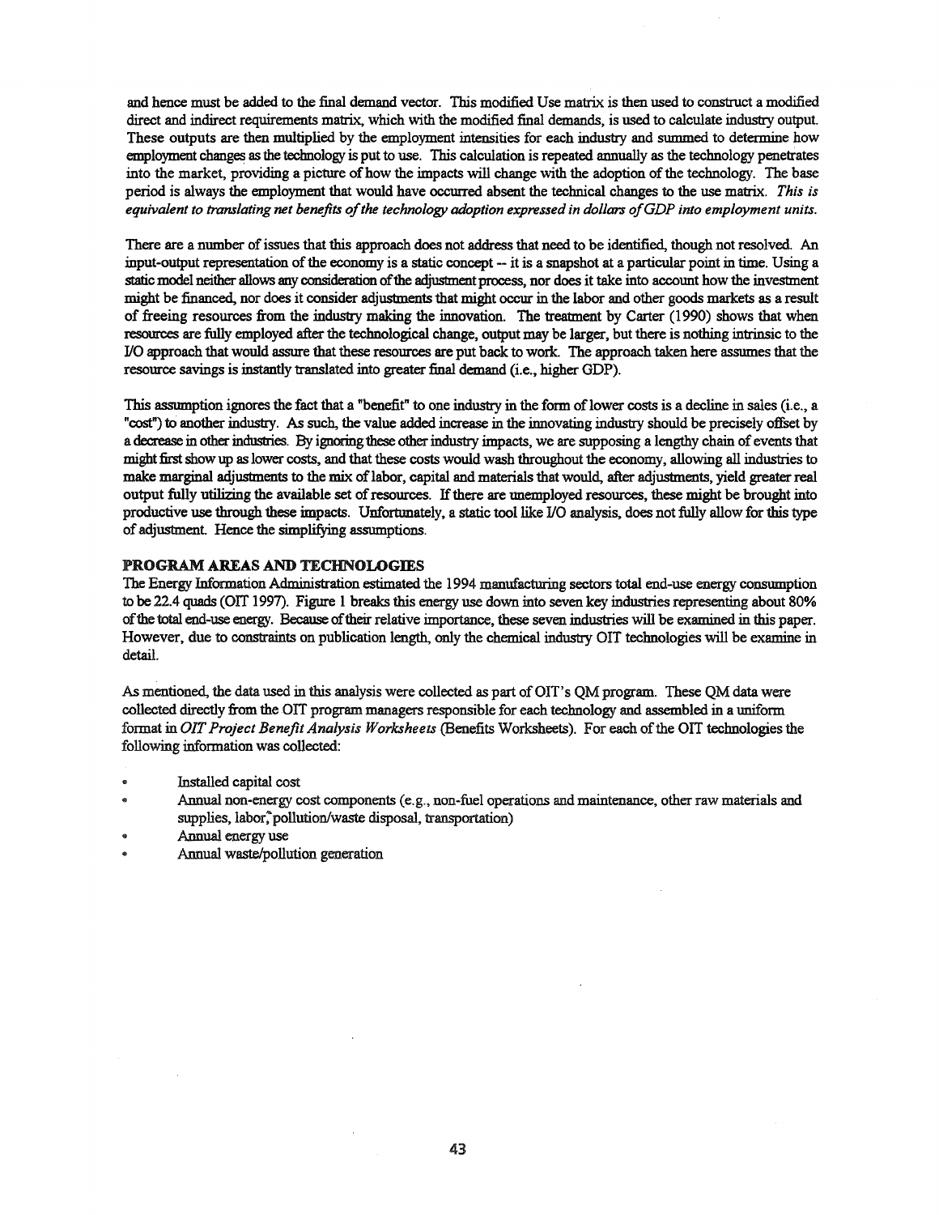and hence must be added to the final demand vector. This modified Use matrix is then used to construct a modified direct and indirect requirements matrix, which with the modified final demands, is used to calculate industry output. These outputs are then multiplied by the employment intensities for each industry and summed to determine how employment changes as the technology is put to use. This calculation is repeated annually as the technology penetrates into the market, providing a picture of how the impacts will change with the adoption of the technology. The base period is always the employment that would have occurred absent the technical changes to the use matrix. *This is equivalent to translating net benefits of the technology adoption expressed in dollars of GDP into employment units.*

There are a number of issues that this approach does not address that need to be identified, though not resolved. An input-output representation of the economy is a static concept -- it is a snapshot at a particular point in time. Using a static model neither allows any consideration of the adjustment process, nor does it take into account how the investment might be financed, nor does it consider adjustments that might occur in the labor and other goods markets as a result of freeing resources from the industry making the innovation. The treatment by Carter (1990) shows that when resources are fully employed after the technological change, output may be larger, but there is nothing intrinsic to the I/O approach that would assure that these resources are put back to work. The approach taken here assumes that the resource savings is instantly translated into greater final demand (i.e., higher GDP).

This assumption ignores the fact that a "benefit" to one industry in the form of lower costs is a decline in sales (i.e., a "cost") to another industry. As such, the value added increase in the innovating industry should be precisely offset by a decrease in other industries. By ignoring these other industry impacts, we are supposing a lengthy chain of events that might first show up as lower costs, and that these costs would wash throughout the economy, allowing all industries to make marginal adjustments to the mix of labor, capital and materials that would, after adjustments, yield greater real output fully utilizing the available set of resources. If there are unemployed resources, these might be brought into productive use through these impacts. Unfortunately, a static tool like I/O analysis, does not fully allow for this type of adjustment. Hence the simplifying assumptions.

## PROGRAM AREAS AND TECHNOLOGIES

The Energy Information Administration estimated the 1994 manufacturing sectors total end-use energy consumption to be 22.4 quads (OIT 1997). Figure 1 breaks this energy use down into seven key industries representing about 80% of the total end-use energy. Because of their relative importance, these seven industries will be examined in this paper. However, due to constraints on publication length, only the chemical industry OIT technologies will be examine in detail.

As mentioned, the data used in this analysis were collected as part of OIT's QM program. These QM data were collected directly from the OIT program managers responsible for each technology and assembled in a uniform format in *OIT Project Benefit Analysis Worksheets* (Benefits Worksheets). For each of the OIT technologies the following information was collected:

- Installed capital cost
- Annual non-energy cost components (e.g., non-fuel operations and maintenance, other raw materials and supplies, labor, pollution/waste disposal, transportation)
- Annual energy use
- Annual waste/pollution generation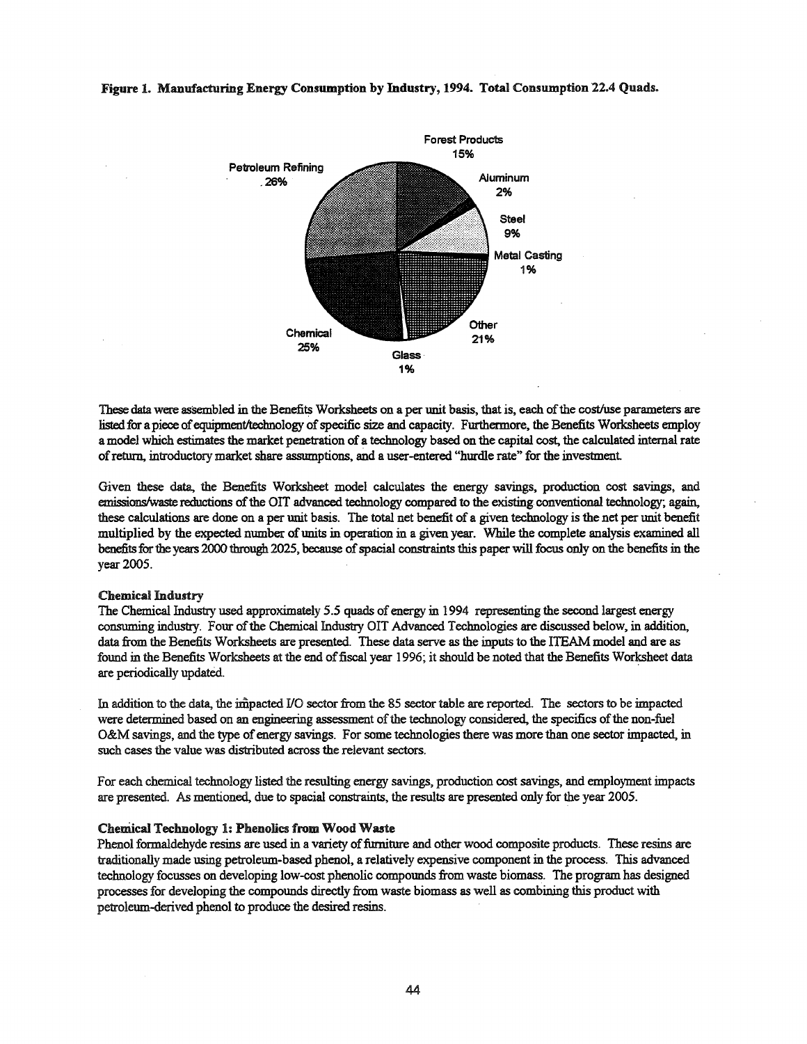**Figure 1. Manufacturing Energy Consumption by Industry, 1994. Total Consumption 22.4 Quads.**

Petroleum Refining 26%
Forest Products 15%
Aluminum 2%
Steel 9%
Metal Casting 1%
Other 21%
Glass 1%
Chemical 25%

These data were assembled in the Benefits Worksheets on a per unit basis, that is, each of the cost/use parameters are listed for a piece of equipment/technology of specific size and capacity. Furthermore, the Benefits Worksheets employ a model which estimates the market penetration of a technology based on the capital cost, the calculated internal rate of return, introductory market share assumptions, and a user-entered "hurdle rate" for the investment.

Given these data, the Benefits Worksheet model calculates the energy savings, production cost savings, and emissions/waste reductions of the OIT advanced technology compared to the existing conventional technology; again, these calculations are done on a per unit basis. The total net benefit of a given technology is the net per unit benefit multiplied by the expected number of units in operation in a given year. While the complete analysis examined all benefits for the years 2000 through 2025, because of spacial constraints this paper will focus only on the benefits in the year 2005.

### Chemical Industry

The Chemical Industry used approximately 5.5 quads of energy in 1994 representing the second largest energy consuming industry. Four of the Chemical Industry OIT Advanced Technologies are discussed below, in addition, data from the Benefits Worksheets are presented. These data serve as the inputs to the ITEAM model and are as found in the Benefits Worksheets at the end of fiscal year 1996; it should be noted that the Benefits Worksheet data are periodically updated.

In addition to the data, the impacted I/O sector from the 85 sector table are reported. The sectors to be impacted were determined based on an engineering assessment of the technology considered, the specifics of the non-fuel O&M savings, and the type of energy savings. For some technologies there was more than one sector impacted, in such cases the value was distributed across the relevant sectors.

For each chemical technology listed the resulting energy savings, production cost savings, and employment impacts are presented. As mentioned, due to spacial constraints, the results are presented only for the year 2005.

### Chemical Technology 1: Phenolics from Wood Waste

Phenol formaldehyde resins are used in a variety of furniture and other wood composite products. These resins are traditionally made using petroleum-based phenol, a relatively expensive component in the process. This advanced technology focusses on developing low-cost phenolic compounds from waste biomass. The program has designed processes for developing the compounds directly from waste biomass as well as combining this product with petroleum-derived phenol to produce the desired resins.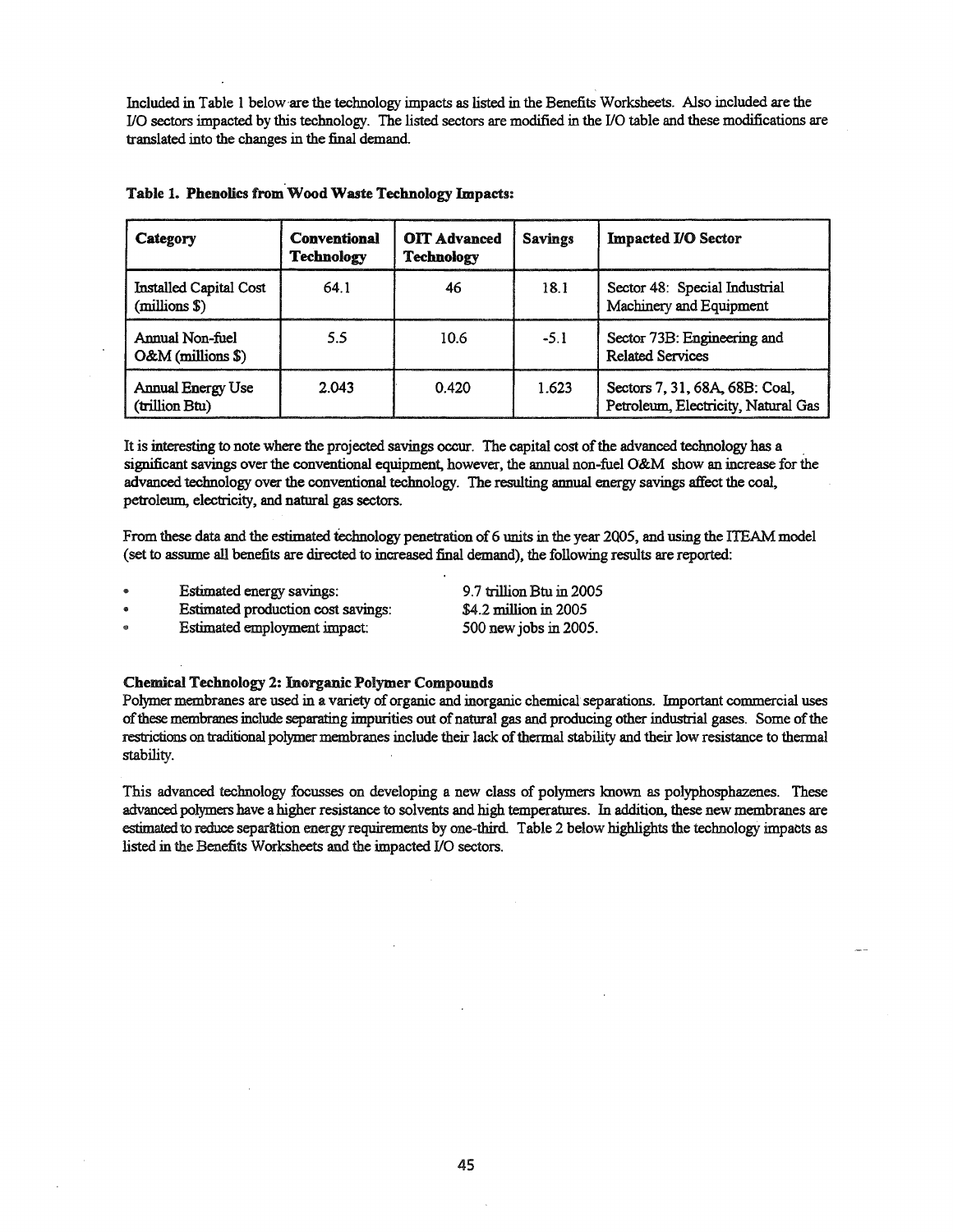Included in Table 1 below are the technology impacts as listed in the Benefits Worksheets. Also included are the I/O sectors impacted by this technology. The listed sectors are modified in the I/O table and these modifications are translated into the changes in the final demand.

**Table 1. Phenolics from Wood Waste Technology Impacts:**

| Category | Conventional Technology | OIT Advanced Technology | Savings | Impacted I/O Sector |
|---|---|---|---|---|
| Installed Capital Cost (millions $) | 64.1 | 46 | 18.1 | Sector 48: Special Industrial Machinery and Equipment |
| Annual Non-fuel O&M (millions $) | 5.5 | 10.6 | -5.1 | Sector 73B: Engineering and Related Services |
| Annual Energy Use (trillion Btu) | 2.043 | 0.420 | 1.623 | Sectors 7, 31, 68A, 68B: Coal, Petroleum, Electricity, Natural Gas |

It is interesting to note where the projected savings occur. The capital cost of the advanced technology has a significant savings over the conventional equipment, however, the annual non-fuel O&M show an increase for the advanced technology over the conventional technology. The resulting annual energy savings affect the coal, petroleum, electricity, and natural gas sectors.

From these data and the estimated technology penetration of 6 units in the year 2005, and using the ITEAM model (set to assume all benefits are directed to increased final demand), the following results are reported:

- Estimated energy savings: 9.7 trillion Btu in 2005
- Estimated production cost savings: $4.2 million in 2005
- Estimated employment impact: 500 new jobs in 2005.

**Chemical Technology 2: Inorganic Polymer Compounds**

Polymer membranes are used in a variety of organic and inorganic chemical separations. Important commercial uses of these membranes include separating impurities out of natural gas and producing other industrial gases. Some of the restrictions on traditional polymer membranes include their lack of thermal stability and their low resistance to thermal stability.

This advanced technology focusses on developing a new class of polymers known as polyphosphazenes. These advanced polymers have a higher resistance to solvents and high temperatures. In addition, these new membranes are estimated to reduce separation energy requirements by one-third. Table 2 below highlights the technology impacts as listed in the Benefits Worksheets and the impacted I/O sectors.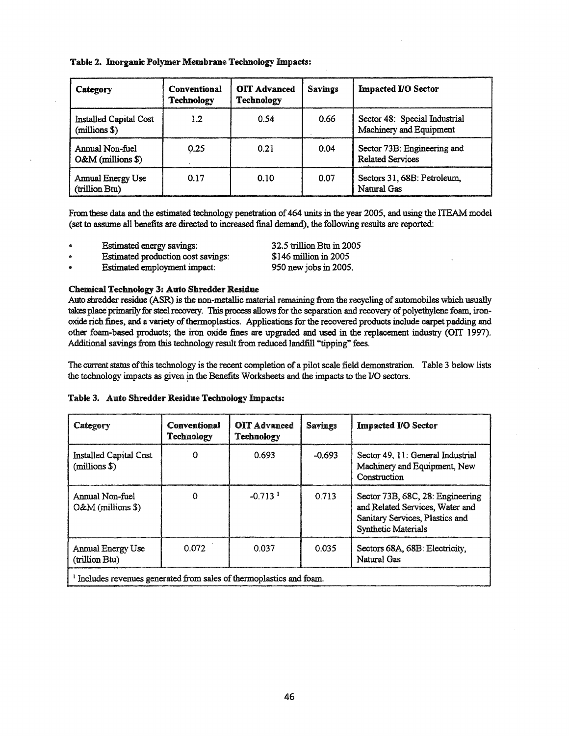**Table 2. Inorganic Polymer Membrane Technology Impacts:**

| Category | Conventional Technology | OIT Advanced Technology | Savings | Impacted I/O Sector |
|---|---|---|---|---|
| Installed Capital Cost (millions $) | 1.2 | 0.54 | 0.66 | Sector 48: Special Industrial Machinery and Equipment |
| Annual Non-fuel O&M (millions $) | 0.25 | 0.21 | 0.04 | Sector 73B: Engineering and Related Services |
| Annual Energy Use (trillion Btu) | 0.17 | 0.10 | 0.07 | Sectors 31, 68B: Petroleum, Natural Gas |

From these data and the estimated technology penetration of 464 units in the year 2005, and using the ITEAM model (set to assume all benefits are directed to increased final demand), the following results are reported:

- Estimated energy savings: 32.5 trillion Btu in 2005
- Estimated production cost savings: $146 million in 2005
- Estimated employment impact: 950 new jobs in 2005.

**Chemical Technology 3: Auto Shredder Residue**

Auto shredder residue (ASR) is the non-metallic material remaining from the recycling of automobiles which usually takes place primarily for steel recovery. This process allows for the separation and recovery of polyethylene foam, iron-oxide rich fines, and a variety of thermoplastics. Applications for the recovered products include carpet padding and other foam-based products; the iron oxide fines are upgraded and used in the replacement industry (OIT 1997). Additional savings from this technology result from reduced landfill "tipping" fees.

The current status of this technology is the recent completion of a pilot scale field demonstration. Table 3 below lists the technology impacts as given in the Benefits Worksheets and the impacts to the I/O sectors.

**Table 3. Auto Shredder Residue Technology Impacts:**

| Category | Conventional Technology | OIT Advanced Technology | Savings | Impacted I/O Sector |
|---|---|---|---|---|
| Installed Capital Cost (millions $) | 0 | 0.693 | -0.693 | Sector 49, 11: General Industrial Machinery and Equipment, New Construction |
| Annual Non-fuel O&M (millions $) | 0 | -0.713 [1] | 0.713 | Sector 73B, 68C, 28: Engineering and Related Services, Water and Sanitary Services, Plastics and Synthetic Materials |
| Annual Energy Use (trillion Btu) | 0.072 | 0.037 | 0.035 | Sectors 68A, 68B: Electricity, Natural Gas |

[1] Includes revenues generated from sales of thermoplastics and foam.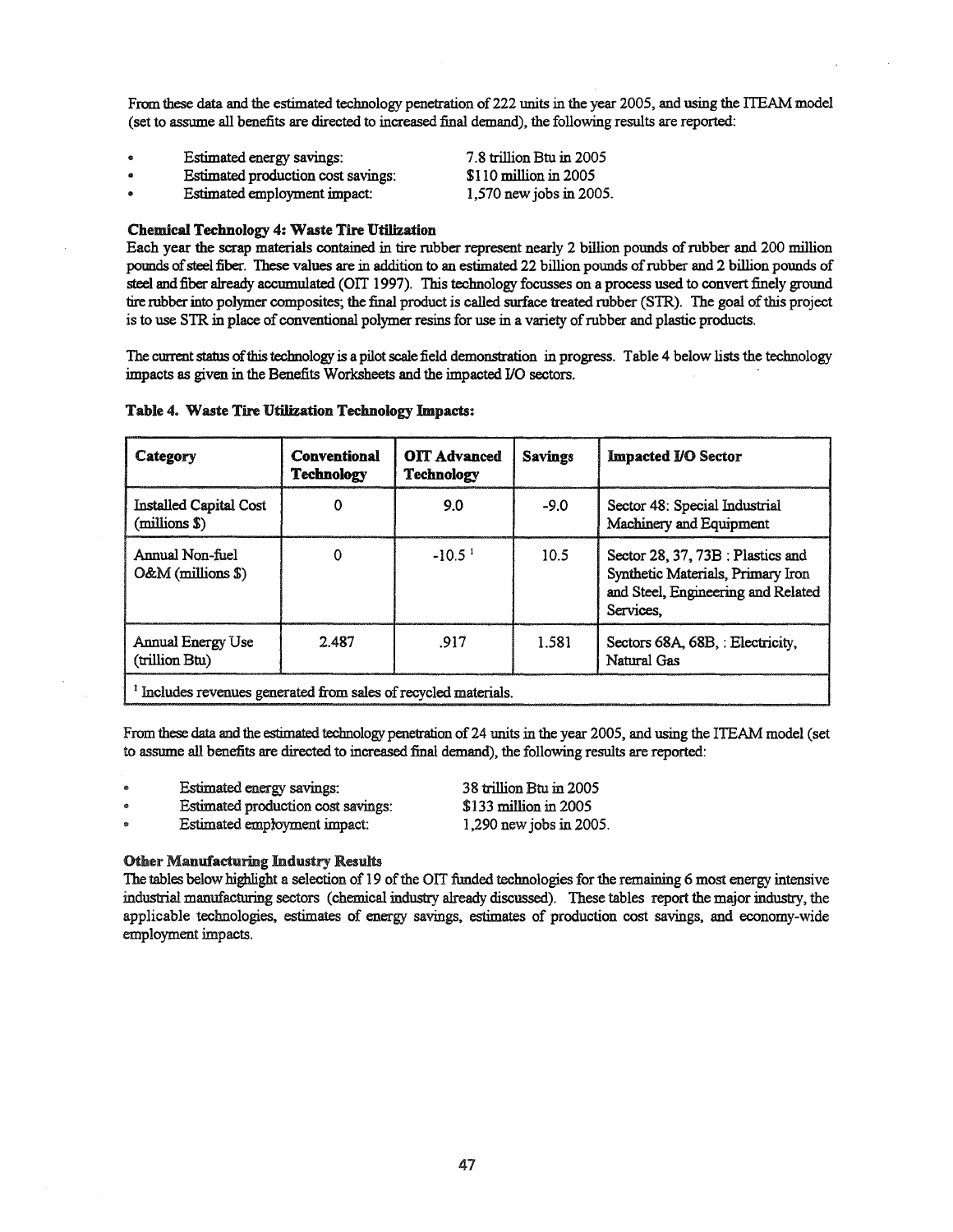From these data and the estimated technology penetration of 222 units in the year 2005, and using the ITEAM model (set to assume all benefits are directed to increased final demand), the following results are reported:

- Estimated energy savings: 7.8 trillion Btu in 2005
- Estimated production cost savings: $110 million in 2005
- Estimated employment impact: 1,570 new jobs in 2005.

**Chemical Technology 4: Waste Tire Utilization**

Each year the scrap materials contained in tire rubber represent nearly 2 billion pounds of rubber and 200 million pounds of steel fiber. These values are in addition to an estimated 22 billion pounds of rubber and 2 billion pounds of steel and fiber already accumulated (OIT 1997). This technology focusses on a process used to convert finely ground tire rubber into polymer composites; the final product is called surface treated rubber (STR). The goal of this project is to use STR in place of conventional polymer resins for use in a variety of rubber and plastic products.

The current status of this technology is a pilot scale field demonstration in progress. Table 4 below lists the technology impacts as given in the Benefits Worksheets and the impacted I/O sectors.

**Table 4. Waste Tire Utilization Technology Impacts:**

| Category | Conventional Technology | OIT Advanced Technology | Savings | Impacted I/O Sector |
|---|---|---|---|---|
| Installed Capital Cost (millions $) | 0 | 9.0 | -9.0 | Sector 48: Special Industrial Machinery and Equipment |
| Annual Non-fuel O&M (millions $) | 0 | -10.5 [1] | 10.5 | Sector 28, 37, 73B : Plastics and Synthetic Materials, Primary Iron and Steel, Engineering and Related Services, |
| Annual Energy Use (trillion Btu) | 2.487 | .917 | 1.581 | Sectors 68A, 68B, : Electricity, Natural Gas |
| [1] Includes revenues generated from sales of recycled materials. | | | | |

From these data and the estimated technology penetration of 24 units in the year 2005, and using the ITEAM model (set to assume all benefits are directed to increased final demand), the following results are reported:

- Estimated energy savings: 38 trillion Btu in 2005
- Estimated production cost savings: $133 million in 2005
- Estimated employment impact: 1,290 new jobs in 2005.

**Other Manufacturing Industry Results**

The tables below highlight a selection of 19 of the OIT funded technologies for the remaining 6 most energy intensive industrial manufacturing sectors (chemical industry already discussed). These tables report the major industry, the applicable technologies, estimates of energy savings, estimates of production cost savings, and economy-wide employment impacts.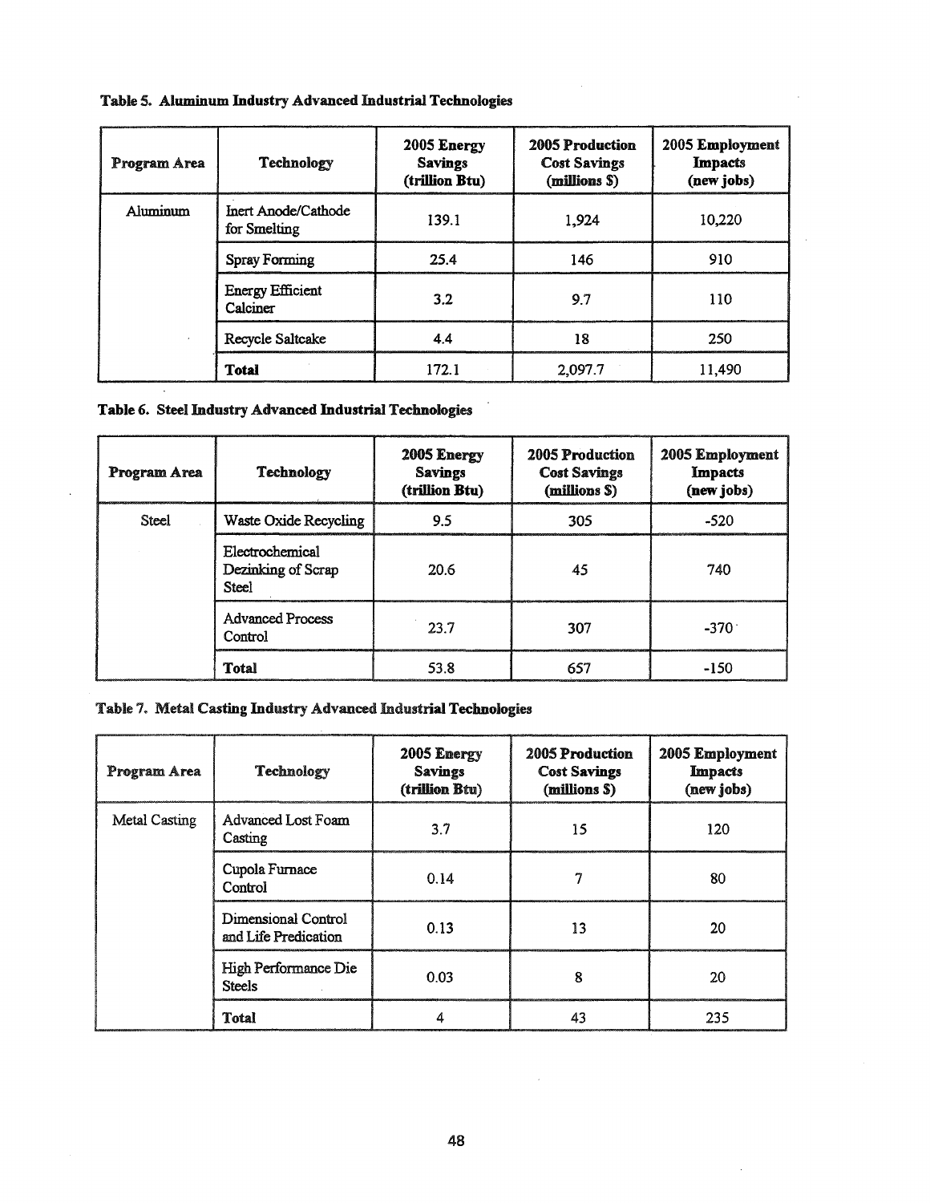**Table 5. Aluminum Industry Advanced Industrial Technologies**

| Program Area | Technology | 2005 Energy Savings (trillion Btu) | 2005 Production Cost Savings (millions $) | 2005 Employment Impacts (new jobs) |
|---|---|---|---|---|
| Aluminum | Inert Anode/Cathode for Smelting | 139.1 | 1,924 | 10,220 |
| | Spray Forming | 25.4 | 146 | 910 |
| | Energy Efficient Calciner | 3.2 | 9.7 | 110 |
| | Recycle Saltcake | 4.4 | 18 | 250 |
| | **Total** | 172.1 | 2,097.7 | 11,490 |

**Table 6. Steel Industry Advanced Industrial Technologies**

| Program Area | Technology | 2005 Energy Savings (trillion Btu) | 2005 Production Cost Savings (millions $) | 2005 Employment Impacts (new jobs) |
|---|---|---|---|---|
| Steel | Waste Oxide Recycling | 9.5 | 305 | -520 |
| | Electrochemical Dezinking of Scrap Steel | 20.6 | 45 | 740 |
| | Advanced Process Control | 23.7 | 307 | -370 |
| | **Total** | 53.8 | 657 | -150 |

**Table 7. Metal Casting Industry Advanced Industrial Technologies**

| Program Area | Technology | 2005 Energy Savings (trillion Btu) | 2005 Production Cost Savings (millions $) | 2005 Employment Impacts (new jobs) |
|---|---|---|---|---|
| Metal Casting | Advanced Lost Foam Casting | 3.7 | 15 | 120 |
| | Cupola Furnace Control | 0.14 | 7 | 80 |
| | Dimensional Control and Life Predication | 0.13 | 13 | 20 |
| | High Performance Die Steels | 0.03 | 8 | 20 |
| | **Total** | 4 | 43 | 235 |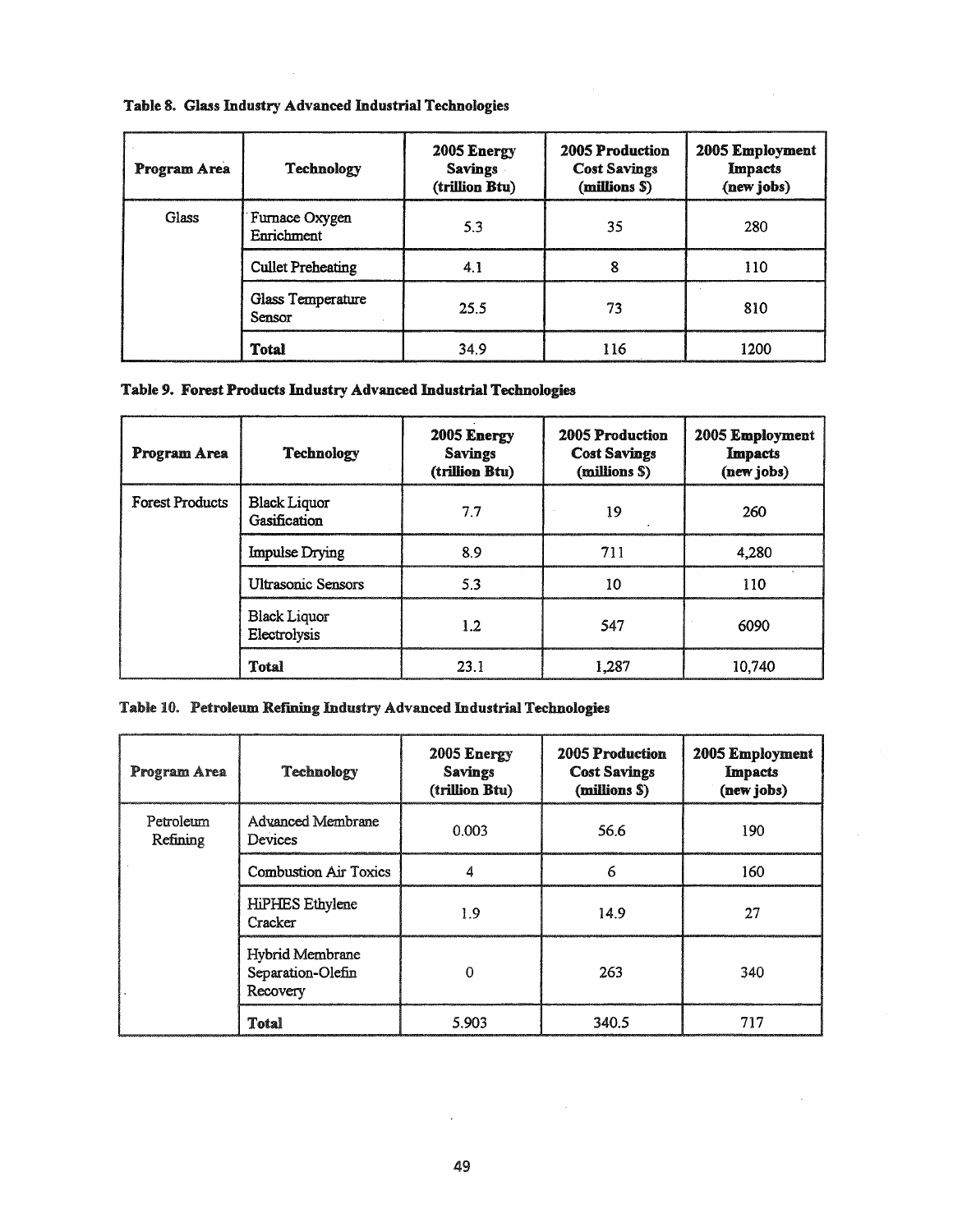**Table 8. Glass Industry Advanced Industrial Technologies**

| Program Area | Technology | 2005 Energy Savings (trillion Btu) | 2005 Production Cost Savings (millions $) | 2005 Employment Impacts (new jobs) |
|---|---|---|---|---|
| Glass | Furnace Oxygen Enrichment | 5.3 | 35 | 280 |
| | Cullet Preheating | 4.1 | 8 | 110 |
| | Glass Temperature Sensor | 25.5 | 73 | 810 |
| | **Total** | 34.9 | 116 | 1200 |

**Table 9. Forest Products Industry Advanced Industrial Technologies**

| Program Area | Technology | 2005 Energy Savings (trillion Btu) | 2005 Production Cost Savings (millions $) | 2005 Employment Impacts (new jobs) |
|---|---|---|---|---|
| Forest Products | Black Liquor Gasification | 7.7 | 19 | 260 |
| | Impulse Drying | 8.9 | 711 | 4,280 |
| | Ultrasonic Sensors | 5.3 | 10 | 110 |
| | Black Liquor Electrolysis | 1.2 | 547 | 6090 |
| | **Total** | 23.1 | 1,287 | 10,740 |

**Table 10. Petroleum Refining Industry Advanced Industrial Technologies**

| Program Area | Technology | 2005 Energy Savings (trillion Btu) | 2005 Production Cost Savings (millions $) | 2005 Employment Impacts (new jobs) |
|---|---|---|---|---|
| Petroleum Refining | Advanced Membrane Devices | 0.003 | 56.6 | 190 |
| | Combustion Air Toxics | 4 | 6 | 160 |
| | HiPHES Ethylene Cracker | 1.9 | 14.9 | 27 |
| | Hybrid Membrane Separation-Olefin Recovery | 0 | 263 | 340 |
| | **Total** | 5.903 | 340.5 | 717 |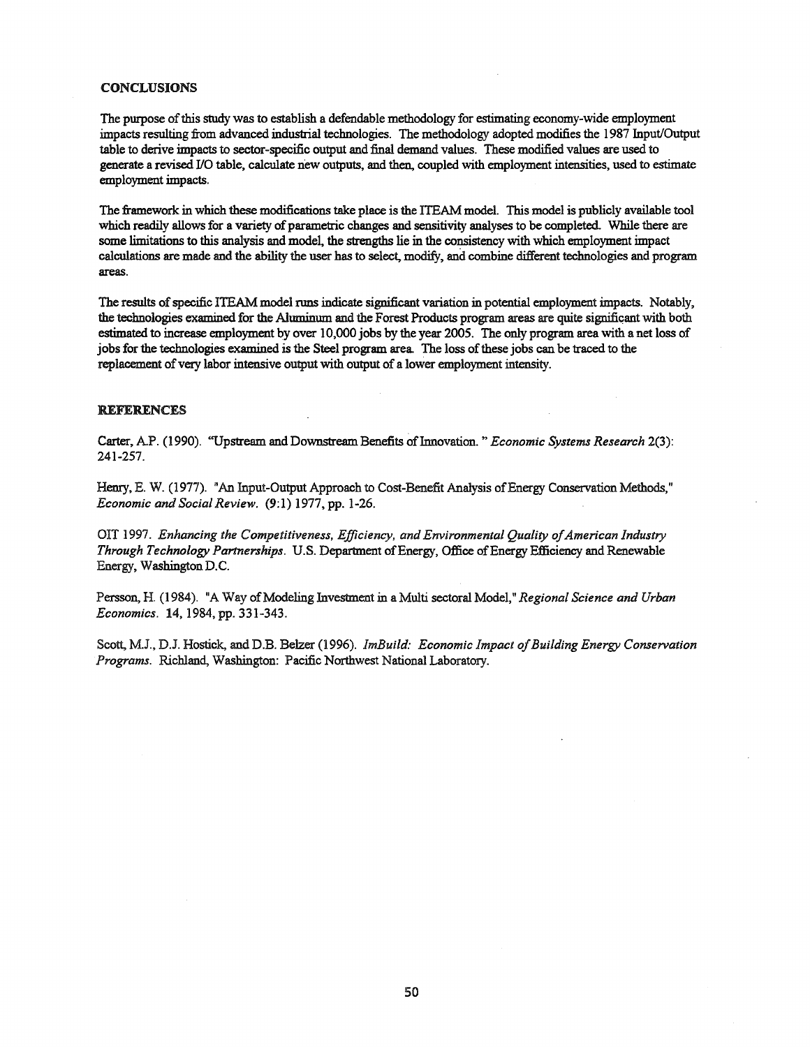## CONCLUSIONS

The purpose of this study was to establish a defendable methodology for estimating economy-wide employment impacts resulting from advanced industrial technologies. The methodology adopted modifies the 1987 Input/Output table to derive impacts to sector-specific output and final demand values. These modified values are used to generate a revised I/O table, calculate new outputs, and then, coupled with employment intensities, used to estimate employment impacts.

The framework in which these modifications take place is the ITEAM model. This model is publicly available tool which readily allows for a variety of parametric changes and sensitivity analyses to be completed. While there are some limitations to this analysis and model, the strengths lie in the consistency with which employment impact calculations are made and the ability the user has to select, modify, and combine different technologies and program areas.

The results of specific ITEAM model runs indicate significant variation in potential employment impacts. Notably, the technologies examined for the Aluminum and the Forest Products program areas are quite significant with both estimated to increase employment by over 10,000 jobs by the year 2005. The only program area with a net loss of jobs for the technologies examined is the Steel program area. The loss of these jobs can be traced to the replacement of very labor intensive output with output of a lower employment intensity.

## REFERENCES

Carter, A.P. (1990). "Upstream and Downstream Benefits of Innovation." *Economic Systems Research* 2(3): 241-257.

Henry, E. W. (1977). "An Input-Output Approach to Cost-Benefit Analysis of Energy Conservation Methods," *Economic and Social Review.* (9:1) 1977, pp. 1-26.

OIT 1997. *Enhancing the Competitiveness, Efficiency, and Environmental Quality of American Industry Through Technology Partnerships.* U.S. Department of Energy, Office of Energy Efficiency and Renewable Energy, Washington D.C.

Persson, H. (1984). "A Way of Modeling Investment in a Multi sectoral Model," *Regional Science and Urban Economics.* 14, 1984, pp. 331-343.

Scott, M.J., D.J. Hostick, and D.B. Belzer (1996). *ImBuild: Economic Impact of Building Energy Conservation Programs.* Richland, Washington: Pacific Northwest National Laboratory.